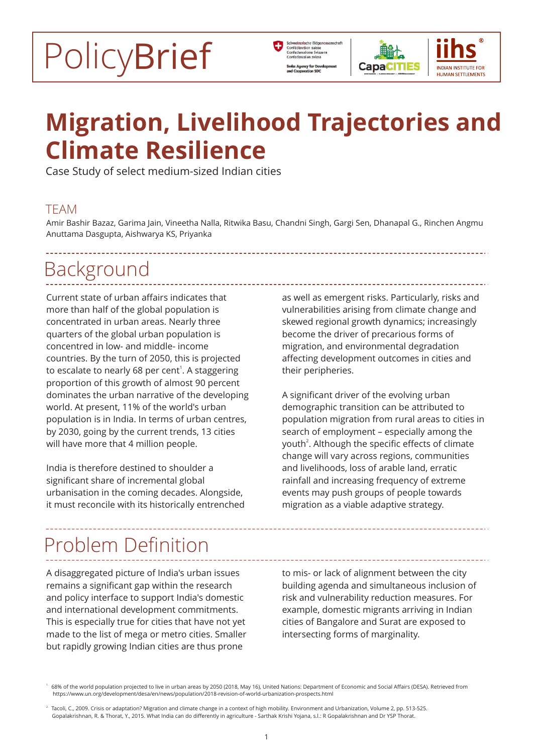PolicyBrief

# Migration, Livelihood Trajectories and Climate Resilience

Case Study of select medium-sized Indian cities

## TEAM

Amir Bashir Bazaz, Garima Jain, Vineetha Nalla, Ritwika Basu, Chandni Singh, Gargi Sen, Dhanapal G., Rinchen Angmu Anuttama Dasgupta, Aishwarya KS, Priyanka

## Background

Current state of urban affairs indicates that more than half of the global population is concentrated in urban areas. Nearly three quarters of the global urban population is concentred in low- and middle- income countries. By the turn of 2050, this is projected to escalate to nearly 68 per cent[1]. A staggering proportion of this growth of almost 90 percent dominates the urban narrative of the developing world. At present, 11% of the world's urban population is in India. In terms of urban centres, by 2030, going by the current trends, 13 cities will have more that 4 million people.

India is therefore destined to shoulder a significant share of incremental global urbanisation in the coming decades. Alongside, it must reconcile with its historically entrenched as well as emergent risks. Particularly, risks and vulnerabilities arising from climate change and skewed regional growth dynamics; increasingly become the driver of precarious forms of migration, and environmental degradation affecting development outcomes in cities and their peripheries.

A significant driver of the evolving urban demographic transition can be attributed to population migration from rural areas to cities in search of employment – especially among the youth[2]. Although the specific effects of climate change will vary across regions, communities and livelihoods, loss of arable land, erratic rainfall and increasing frequency of extreme events may push groups of people towards migration as a viable adaptive strategy.

## Problem Definition

A disaggregated picture of India's urban issues remains a significant gap within the research and policy interface to support India's domestic and international development commitments. This is especially true for cities that have not yet made to the list of mega or metro cities. Smaller but rapidly growing Indian cities are thus prone to mis- or lack of alignment between the city building agenda and simultaneous inclusion of risk and vulnerability reduction measures. For example, domestic migrants arriving in Indian cities of Bangalore and Surat are exposed to intersecting forms of marginality.

---

[1] 68% of the world population projected to live in urban areas by 2050 (2018, May 16), United Nations: Department of Economic and Social Affairs (DESA). Retrieved from https://www.un.org/development/desa/en/news/population/2018-revision-of-world-urbanization-prospects.html

[2] Tacoli, C., 2009. Crisis or adaptation? Migration and climate change in a context of high mobility. Environment and Urbanization, Volume 2, pp. 513-525. Gopalakrishnan, R. & Thorat, Y., 2015. What India can do differently in agriculture - Sarthak Krishi Yojana, s.l.: R Gopalakrishnan and Dr YSP Thorat.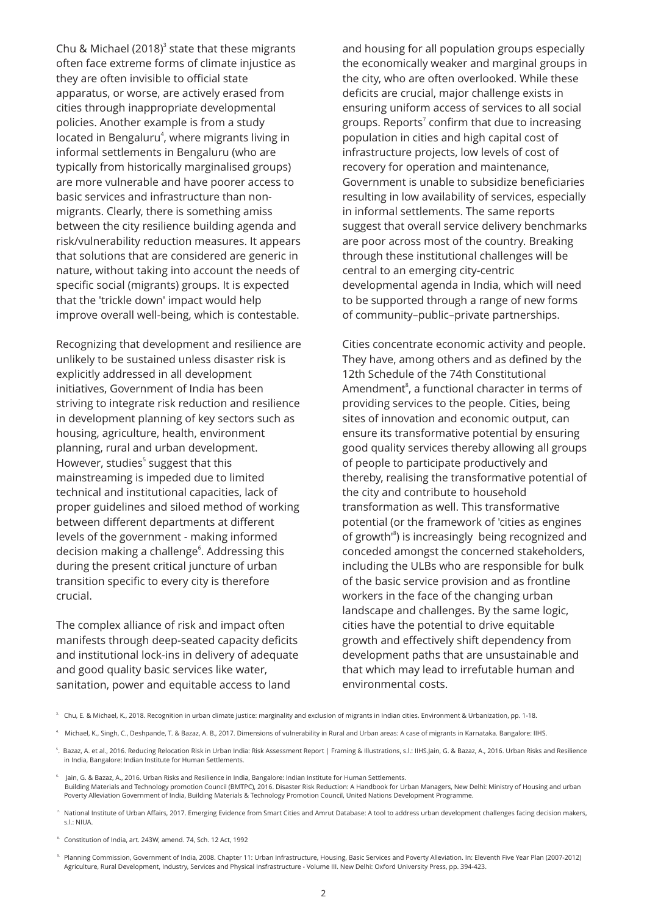Chu & Michael (2018)[3] state that these migrants often face extreme forms of climate injustice as they are often invisible to official state apparatus, or worse, are actively erased from cities through inappropriate developmental policies. Another example is from a study located in Bengaluru[4], where migrants living in informal settlements in Bengaluru (who are typically from historically marginalised groups) are more vulnerable and have poorer access to basic services and infrastructure than non-migrants. Clearly, there is something amiss between the city resilience building agenda and risk/vulnerability reduction measures. It appears that solutions that are considered are generic in nature, without taking into account the needs of specific social (migrants) groups. It is expected that the 'trickle down' impact would help improve overall well-being, which is contestable.

Recognizing that development and resilience are unlikely to be sustained unless disaster risk is explicitly addressed in all development initiatives, Government of India has been striving to integrate risk reduction and resilience in development planning of key sectors such as housing, agriculture, health, environment planning, rural and urban development. However, studies[5] suggest that this mainstreaming is impeded due to limited technical and institutional capacities, lack of proper guidelines and siloed method of working between different departments at different levels of the government - making informed decision making a challenge[6]. Addressing this during the present critical juncture of urban transition specific to every city is therefore crucial.

The complex alliance of risk and impact often manifests through deep-seated capacity deficits and institutional lock-ins in delivery of adequate and good quality basic services like water, sanitation, power and equitable access to land and housing for all population groups especially the economically weaker and marginal groups in the city, who are often overlooked. While these deficits are crucial, major challenge exists in ensuring uniform access of services to all social groups. Reports[7] confirm that due to increasing population in cities and high capital cost of infrastructure projects, low levels of cost of recovery for operation and maintenance, Government is unable to subsidize beneficiaries resulting in low availability of services, especially in informal settlements. The same reports suggest that overall service delivery benchmarks are poor across most of the country. Breaking through these institutional challenges will be central to an emerging city-centric developmental agenda in India, which will need to be supported through a range of new forms of community–public–private partnerships.

Cities concentrate economic activity and people. They have, among others and as defined by the 12th Schedule of the 74th Constitutional Amendment[8], a functional character in terms of providing services to the people. Cities, being sites of innovation and economic output, can ensure its transformative potential by ensuring good quality services thereby allowing all groups of people to participate productively and thereby, realising the transformative potential of the city and contribute to household transformation as well. This transformative potential (or the framework of 'cities as engines of growth'[9]) is increasingly being recognized and conceded amongst the concerned stakeholders, including the ULBs who are responsible for bulk of the basic service provision and as frontline workers in the face of the changing urban landscape and challenges. By the same logic, cities have the potential to drive equitable growth and effectively shift dependency from development paths that are unsustainable and that which may lead to irrefutable human and environmental costs.

[3] Chu, E. & Michael, K., 2018. Recognition in urban climate justice: marginality and exclusion of migrants in Indian cities. Environment & Urbanization, pp. 1-18.

[4] Michael, K., Singh, C., Deshpande, T. & Bazaz, A. B., 2017. Dimensions of vulnerability in Rural and Urban areas: A case of migrants in Karnataka. Bangalore: IIHS.

[5]. Bazaz, A. et al., 2016. Reducing Relocation Risk in Urban India: Risk Assessment Report | Framing & Illustrations, s.l.: IIHS.Jain, G. & Bazaz, A., 2016. Urban Risks and Resilience in India, Bangalore: Indian Institute for Human Settlements.

[6] Jain, G. & Bazaz, A., 2016. Urban Risks and Resilience in India, Bangalore: Indian Institute for Human Settlements. Building Materials and Technology promotion Council (BMTPC), 2016. Disaster Risk Reduction: A Handbook for Urban Managers, New Delhi: Ministry of Housing and urban Poverty Alleviation Government of India, Building Materials & Technology Promotion Council, United Nations Development Programme.

[7] National Institute of Urban Affairs, 2017. Emerging Evidence from Smart Cities and Amrut Database: A tool to address urban development challenges facing decision makers, s.l.: NIUA.

[8] Constitution of India, art. 243W, amend. 74, Sch. 12 Act, 1992

[9] Planning Commission, Government of India, 2008. Chapter 11: Urban Infrastructure, Housing, Basic Services and Poverty Alleviation. In: Eleventh Five Year Plan (2007-2012) Agriculture, Rural Development, Industry, Services and Physical Insfrastructure - Volume III. New Delhi: Oxford University Press, pp. 394-423.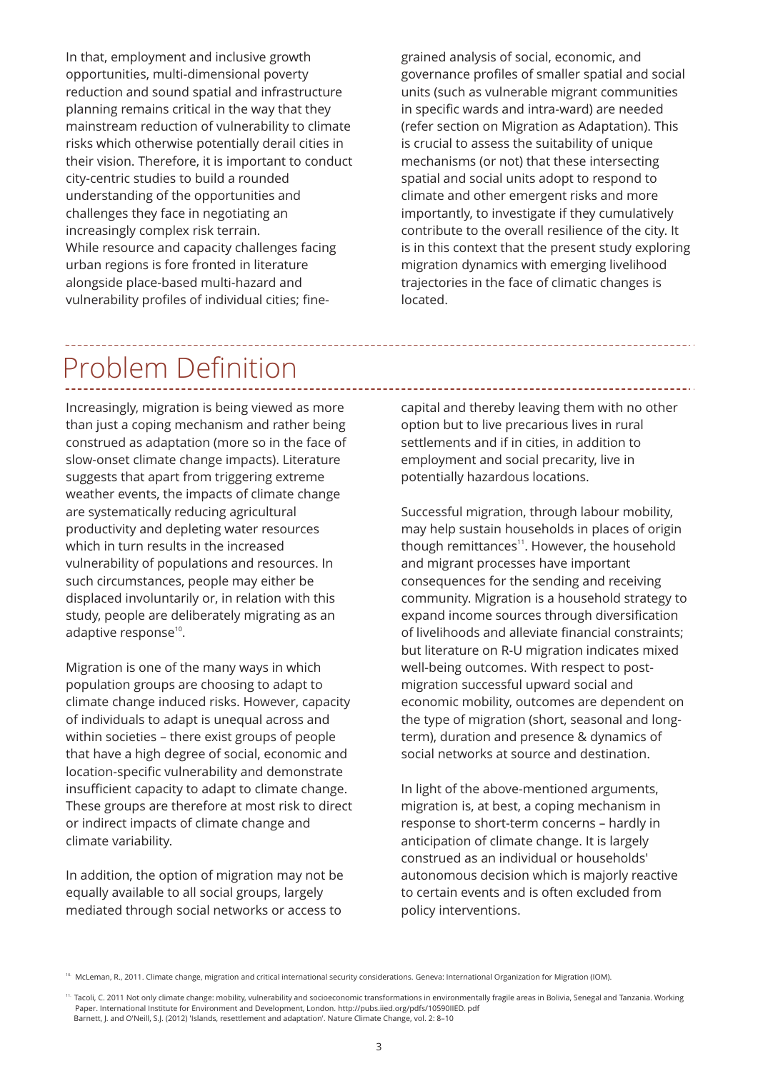In that, employment and inclusive growth opportunities, multi-dimensional poverty reduction and sound spatial and infrastructure planning remains critical in the way that they mainstream reduction of vulnerability to climate risks which otherwise potentially derail cities in their vision. Therefore, it is important to conduct city-centric studies to build a rounded understanding of the opportunities and challenges they face in negotiating an increasingly complex risk terrain.
While resource and capacity challenges facing urban regions is fore fronted in literature alongside place-based multi-hazard and vulnerability profiles of individual cities; fine-grained analysis of social, economic, and governance profiles of smaller spatial and social units (such as vulnerable migrant communities in specific wards and intra-ward) are needed (refer section on Migration as Adaptation). This is crucial to assess the suitability of unique mechanisms (or not) that these intersecting spatial and social units adopt to respond to climate and other emergent risks and more importantly, to investigate if they cumulatively contribute to the overall resilience of the city. It is in this context that the present study exploring migration dynamics with emerging livelihood trajectories in the face of climatic changes is located.

# Problem Definition

Increasingly, migration is being viewed as more than just a coping mechanism and rather being construed as adaptation (more so in the face of slow-onset climate change impacts). Literature suggests that apart from triggering extreme weather events, the impacts of climate change are systematically reducing agricultural productivity and depleting water resources which in turn results in the increased vulnerability of populations and resources. In such circumstances, people may either be displaced involuntarily or, in relation with this study, people are deliberately migrating as an adaptive response[10].

Migration is one of the many ways in which population groups are choosing to adapt to climate change induced risks. However, capacity of individuals to adapt is unequal across and within societies – there exist groups of people that have a high degree of social, economic and location-specific vulnerability and demonstrate insufficient capacity to adapt to climate change. These groups are therefore at most risk to direct or indirect impacts of climate change and climate variability.

In addition, the option of migration may not be equally available to all social groups, largely mediated through social networks or access to capital and thereby leaving them with no other option but to live precarious lives in rural settlements and if in cities, in addition to employment and social precarity, live in potentially hazardous locations.

Successful migration, through labour mobility, may help sustain households in places of origin though remittances[11]. However, the household and migrant processes have important consequences for the sending and receiving community. Migration is a household strategy to expand income sources through diversification of livelihoods and alleviate financial constraints; but literature on R-U migration indicates mixed well-being outcomes. With respect to post-migration successful upward social and economic mobility, outcomes are dependent on the type of migration (short, seasonal and long-term), duration and presence & dynamics of social networks at source and destination.

In light of the above-mentioned arguments, migration is, at best, a coping mechanism in response to short-term concerns – hardly in anticipation of climate change. It is largely construed as an individual or households' autonomous decision which is majorly reactive to certain events and is often excluded from policy interventions.

[10] McLeman, R., 2011. Climate change, migration and critical international security considerations. Geneva: International Organization for Migration (IOM).

[11] Tacoli, C. 2011 Not only climate change: mobility, vulnerability and socioeconomic transformations in environmentally fragile areas in Bolivia, Senegal and Tanzania. Working Paper. International Institute for Environment and Development, London. http://pubs.iied.org/pdfs/10590IIED. pdf
Barnett, J. and O'Neill, S.J. (2012) 'Islands, resettlement and adaptation'. Nature Climate Change, vol. 2: 8–10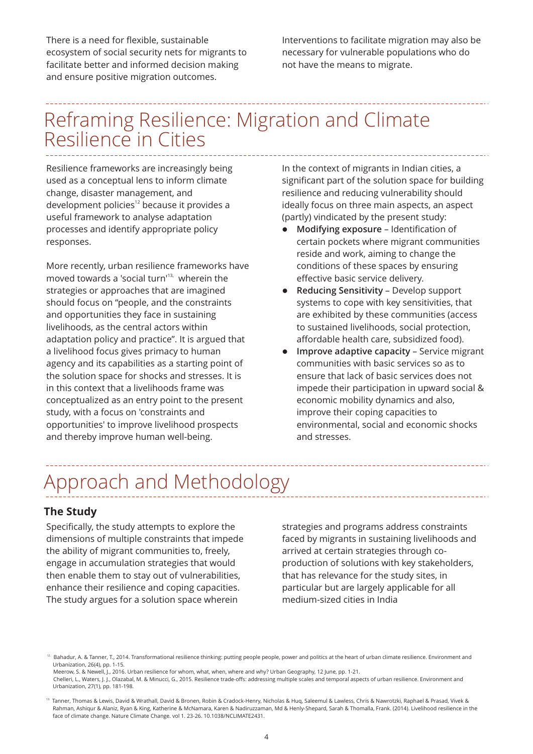There is a need for flexible, sustainable ecosystem of social security nets for migrants to facilitate better and informed decision making and ensure positive migration outcomes.

Interventions to facilitate migration may also be necessary for vulnerable populations who do not have the means to migrate.

# Reframing Resilience: Migration and Climate Resilience in Cities

Resilience frameworks are increasingly being used as a conceptual lens to inform climate change, disaster management, and development policies[12] because it provides a useful framework to analyse adaptation processes and identify appropriate policy responses.

More recently, urban resilience frameworks have moved towards a 'social turn'[13], wherein the strategies or approaches that are imagined should focus on "people, and the constraints and opportunities they face in sustaining livelihoods, as the central actors within adaptation policy and practice". It is argued that a livelihood focus gives primacy to human agency and its capabilities as a starting point of the solution space for shocks and stresses. It is in this context that a livelihoods frame was conceptualized as an entry point to the present study, with a focus on 'constraints and opportunities' to improve livelihood prospects and thereby improve human well-being.

In the context of migrants in Indian cities, a significant part of the solution space for building resilience and reducing vulnerability should ideally focus on three main aspects, an aspect (partly) vindicated by the present study:

- **Modifying exposure** – Identification of certain pockets where migrant communities reside and work, aiming to change the conditions of these spaces by ensuring effective basic service delivery.
- **Reducing Sensitivity** – Develop support systems to cope with key sensitivities, that are exhibited by these communities (access to sustained livelihoods, social protection, affordable health care, subsidized food).
- **Improve adaptive capacity** – Service migrant communities with basic services so as to ensure that lack of basic services does not impede their participation in upward social & economic mobility dynamics and also, improve their coping capacities to environmental, social and economic shocks and stresses.

# Approach and Methodology

## The Study

Specifically, the study attempts to explore the dimensions of multiple constraints that impede the ability of migrant communities to, freely, engage in accumulation strategies that would then enable them to stay out of vulnerabilities, enhance their resilience and coping capacities. The study argues for a solution space wherein strategies and programs address constraints faced by migrants in sustaining livelihoods and arrived at certain strategies through co-production of solutions with key stakeholders, that has relevance for the study sites, in particular but are largely applicable for all medium-sized cities in India

[12] Bahadur, A. & Tanner, T., 2014. Transformational resilience thinking: putting people people, power and politics at the heart of urban climate resilience. Environment and Urbanization, 26(4), pp. 1-15.
Meerow, S. & Newell, J., 2016. Urban resilience for whom, what, when, where and why? Urban Geography, 12 June, pp. 1-21.
Chelleri, L., Waters, J. J., Olazabal, M. & Minucci, G., 2015. Resilience trade-offs: addressing multiple scales and temporal aspects of urban resilience. Environment and Urbanization, 27(1), pp. 181-198.

[13] Tanner, Thomas & Lewis, David & Wrathall, David & Bronen, Robin & Cradock-Henry, Nicholas & Huq, Saleemul & Lawless, Chris & Nawrotzki, Raphael & Prasad, Vivek & Rahman, Ashiqur & Alaniz, Ryan & King, Katherine & McNamara, Karen & Nadiruzzaman, Md & Henly-Shepard, Sarah & Thomalla, Frank. (2014). Livelihood resilience in the face of climate change. Nature Climate Change. vol 1. 23-26. 10.1038/NCLIMATE2431.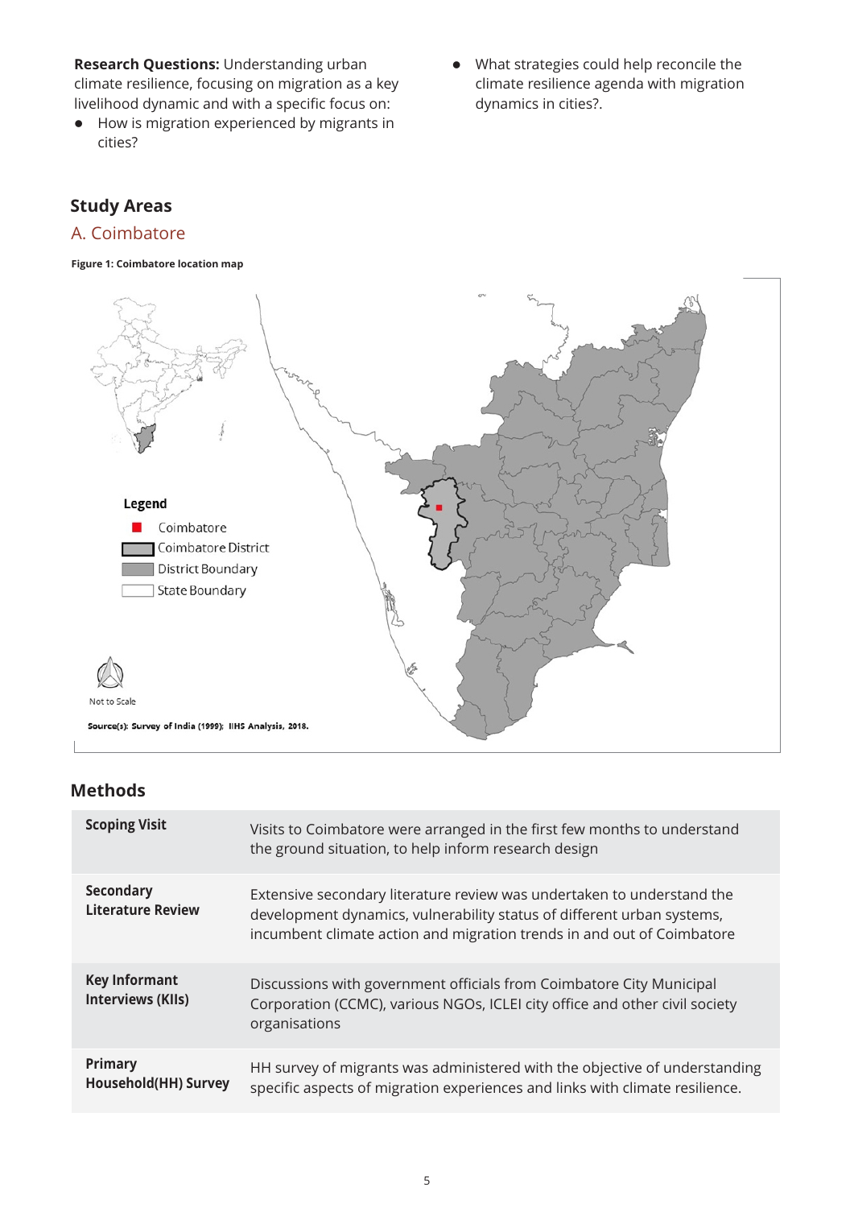**Research Questions:** Understanding urban climate resilience, focusing on migration as a key livelihood dynamic and with a specific focus on:

- How is migration experienced by migrants in cities?
- What strategies could help reconcile the climate resilience agenda with migration dynamics in cities?.

## Study Areas

### A. Coimbatore

**Figure 1: Coimbatore location map**

Legend

- Coimbatore
- Coimbatore District
- District Boundary
- State Boundary

Not to Scale

Source(s): Survey of India (1999); IIHS Analysis, 2018.

## Methods

| | |
|---|---|
| **Scoping Visit** | Visits to Coimbatore were arranged in the first few months to understand the ground situation, to help inform research design |
| **Secondary Literature Review** | Extensive secondary literature review was undertaken to understand the development dynamics, vulnerability status of different urban systems, incumbent climate action and migration trends in and out of Coimbatore |
| **Key Informant Interviews (KIIs)** | Discussions with government officials from Coimbatore City Municipal Corporation (CCMC), various NGOs, ICLEI city office and other civil society organisations |
| **Primary Household(HH) Survey** | HH survey of migrants was administered with the objective of understanding specific aspects of migration experiences and links with climate resilience. |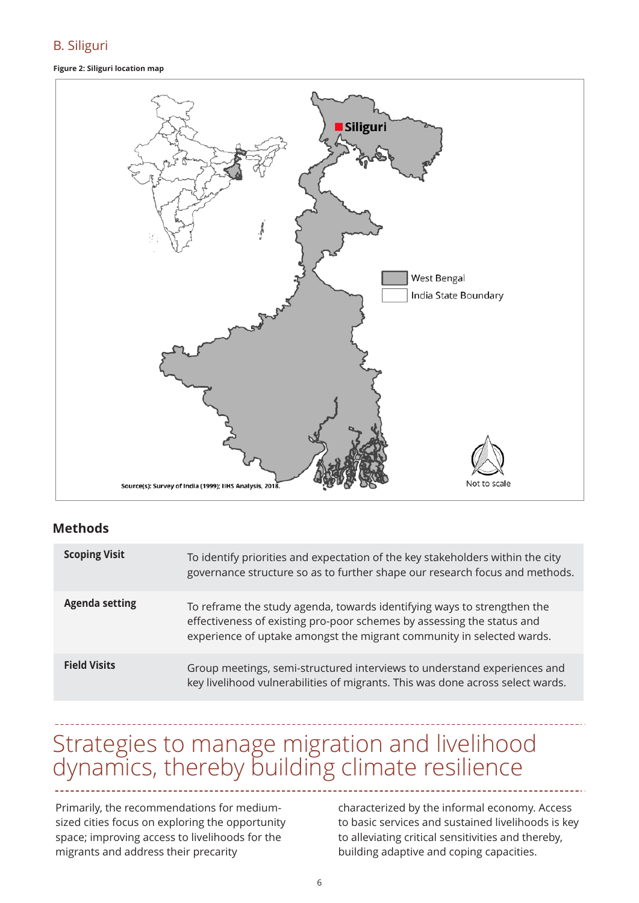## B. Siliguri

**Figure 2: Siliguri location map**

Siliguri

West Bengal

India State Boundary

Not to scale

Source(s): Survey of India (1999); IIHS Analysis, 2018.

### Methods

| | |
|---|---|
| **Scoping Visit** | To identify priorities and expectation of the key stakeholders within the city governance structure so as to further shape our research focus and methods. |
| **Agenda setting** | To reframe the study agenda, towards identifying ways to strengthen the effectiveness of existing pro-poor schemes by assessing the status and experience of uptake amongst the migrant community in selected wards. |
| **Field Visits** | Group meetings, semi-structured interviews to understand experiences and key livelihood vulnerabilities of migrants. This was done across select wards. |

# Strategies to manage migration and livelihood dynamics, thereby building climate resilience

Primarily, the recommendations for medium-sized cities focus on exploring the opportunity space; improving access to livelihoods for the migrants and address their precarity characterized by the informal economy. Access to basic services and sustained livelihoods is key to alleviating critical sensitivities and thereby, building adaptive and coping capacities.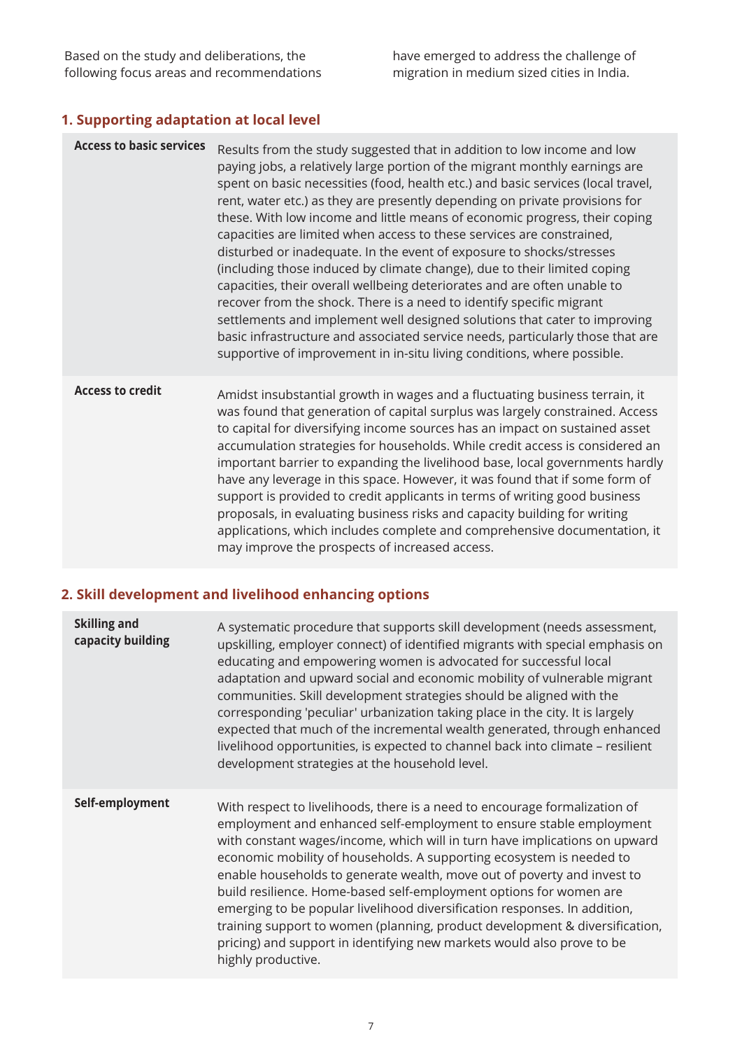Based on the study and deliberations, the following focus areas and recommendations have emerged to address the challenge of migration in medium sized cities in India.

## 1. Supporting adaptation at local level

| | |
|---|---|
| **Access to basic services** | Results from the study suggested that in addition to low income and low paying jobs, a relatively large portion of the migrant monthly earnings are spent on basic necessities (food, health etc.) and basic services (local travel, rent, water etc.) as they are presently depending on private provisions for these. With low income and little means of economic progress, their coping capacities are limited when access to these services are constrained, disturbed or inadequate. In the event of exposure to shocks/stresses (including those induced by climate change), due to their limited coping capacities, their overall wellbeing deteriorates and are often unable to recover from the shock. There is a need to identify specific migrant settlements and implement well designed solutions that cater to improving basic infrastructure and associated service needs, particularly those that are supportive of improvement in in-situ living conditions, where possible. |
| **Access to credit** | Amidst insubstantial growth in wages and a fluctuating business terrain, it was found that generation of capital surplus was largely constrained. Access to capital for diversifying income sources has an impact on sustained asset accumulation strategies for households. While credit access is considered an important barrier to expanding the livelihood base, local governments hardly have any leverage in this space. However, it was found that if some form of support is provided to credit applicants in terms of writing good business proposals, in evaluating business risks and capacity building for writing applications, which includes complete and comprehensive documentation, it may improve the prospects of increased access. |

## 2. Skill development and livelihood enhancing options

| | |
|---|---|
| **Skilling and capacity building** | A systematic procedure that supports skill development (needs assessment, upskilling, employer connect) of identified migrants with special emphasis on educating and empowering women is advocated for successful local adaptation and upward social and economic mobility of vulnerable migrant communities. Skill development strategies should be aligned with the corresponding 'peculiar' urbanization taking place in the city. It is largely expected that much of the incremental wealth generated, through enhanced livelihood opportunities, is expected to channel back into climate – resilient development strategies at the household level. |
| **Self-employment** | With respect to livelihoods, there is a need to encourage formalization of employment and enhanced self-employment to ensure stable employment with constant wages/income, which will in turn have implications on upward economic mobility of households. A supporting ecosystem is needed to enable households to generate wealth, move out of poverty and invest to build resilience. Home-based self-employment options for women are emerging to be popular livelihood diversification responses. In addition, training support to women (planning, product development & diversification, pricing) and support in identifying new markets would also prove to be highly productive. |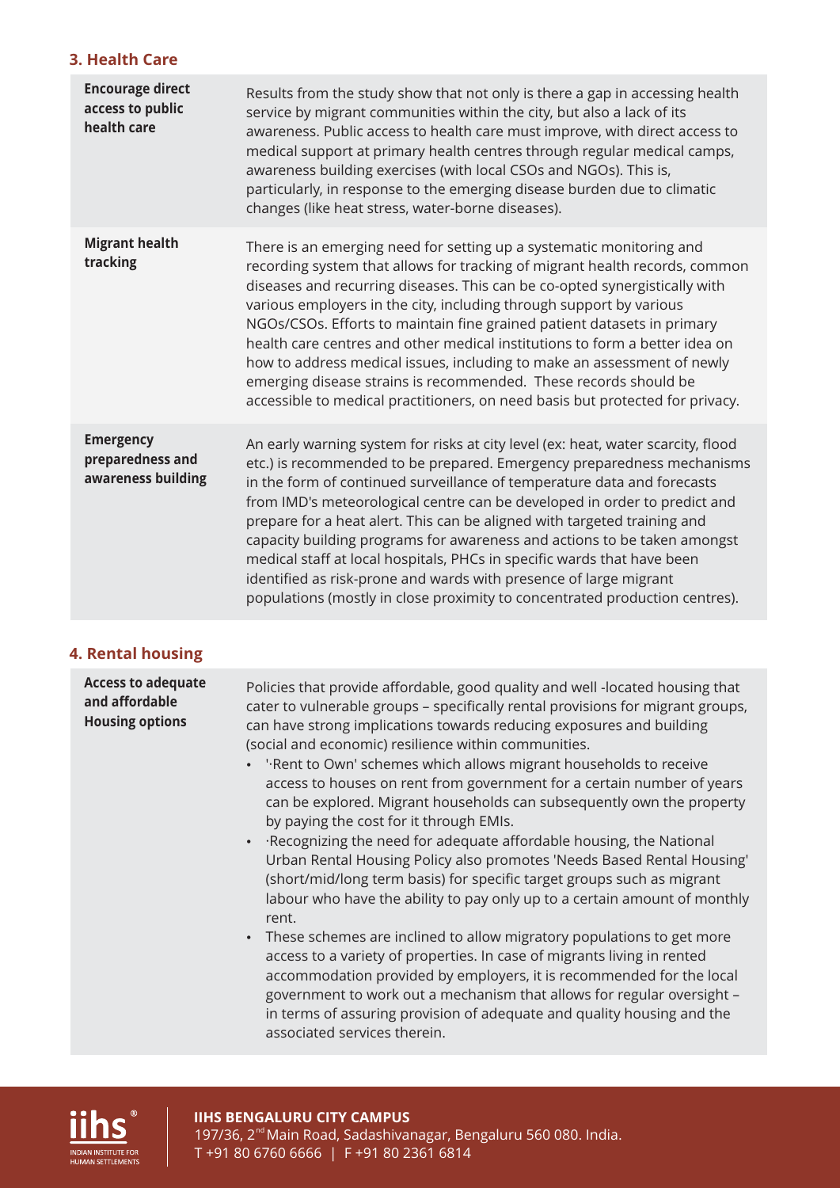### 3. Health Care

| | |
|---|---|
| **Encourage direct access to public health care** | Results from the study show that not only is there a gap in accessing health service by migrant communities within the city, but also a lack of its awareness. Public access to health care must improve, with direct access to medical support at primary health centres through regular medical camps, awareness building exercises (with local CSOs and NGOs). This is, particularly, in response to the emerging disease burden due to climatic changes (like heat stress, water-borne diseases). |
| **Migrant health tracking** | There is an emerging need for setting up a systematic monitoring and recording system that allows for tracking of migrant health records, common diseases and recurring diseases. This can be co-opted synergistically with various employers in the city, including through support by various NGOs/CSOs. Efforts to maintain fine grained patient datasets in primary health care centres and other medical institutions to form a better idea on how to address medical issues, including to make an assessment of newly emerging disease strains is recommended. These records should be accessible to medical practitioners, on need basis but protected for privacy. |
| **Emergency preparedness and awareness building** | An early warning system for risks at city level (ex: heat, water scarcity, flood etc.) is recommended to be prepared. Emergency preparedness mechanisms in the form of continued surveillance of temperature data and forecasts from IMD's meteorological centre can be developed in order to predict and prepare for a heat alert. This can be aligned with targeted training and capacity building programs for awareness and actions to be taken amongst medical staff at local hospitals, PHCs in specific wards that have been identified as risk-prone and wards with presence of large migrant populations (mostly in close proximity to concentrated production centres). |

### 4. Rental housing

| | |
|---|---|
| **Access to adequate and affordable Housing options** | Policies that provide affordable, good quality and well -located housing that cater to vulnerable groups – specifically rental provisions for migrant groups, can have strong implications towards reducing exposures and building (social and economic) resilience within communities. <br>• '·Rent to Own' schemes which allows migrant households to receive access to houses on rent from government for a certain number of years can be explored. Migrant households can subsequently own the property by paying the cost for it through EMIs. <br>• ·Recognizing the need for adequate affordable housing, the National Urban Rental Housing Policy also promotes 'Needs Based Rental Housing' (short/mid/long term basis) for specific target groups such as migrant labour who have the ability to pay only up to a certain amount of monthly rent. <br>• These schemes are inclined to allow migratory populations to get more access to a variety of properties. In case of migrants living in rented accommodation provided by employers, it is recommended for the local government to work out a mechanism that allows for regular oversight – in terms of assuring provision of adequate and quality housing and the associated services therein. |

**IIHS BENGALURU CITY CAMPUS**
197/36, 2nd Main Road, Sadashivanagar, Bengaluru 560 080. India.
T +91 80 6760 6666 | F +91 80 2361 6814